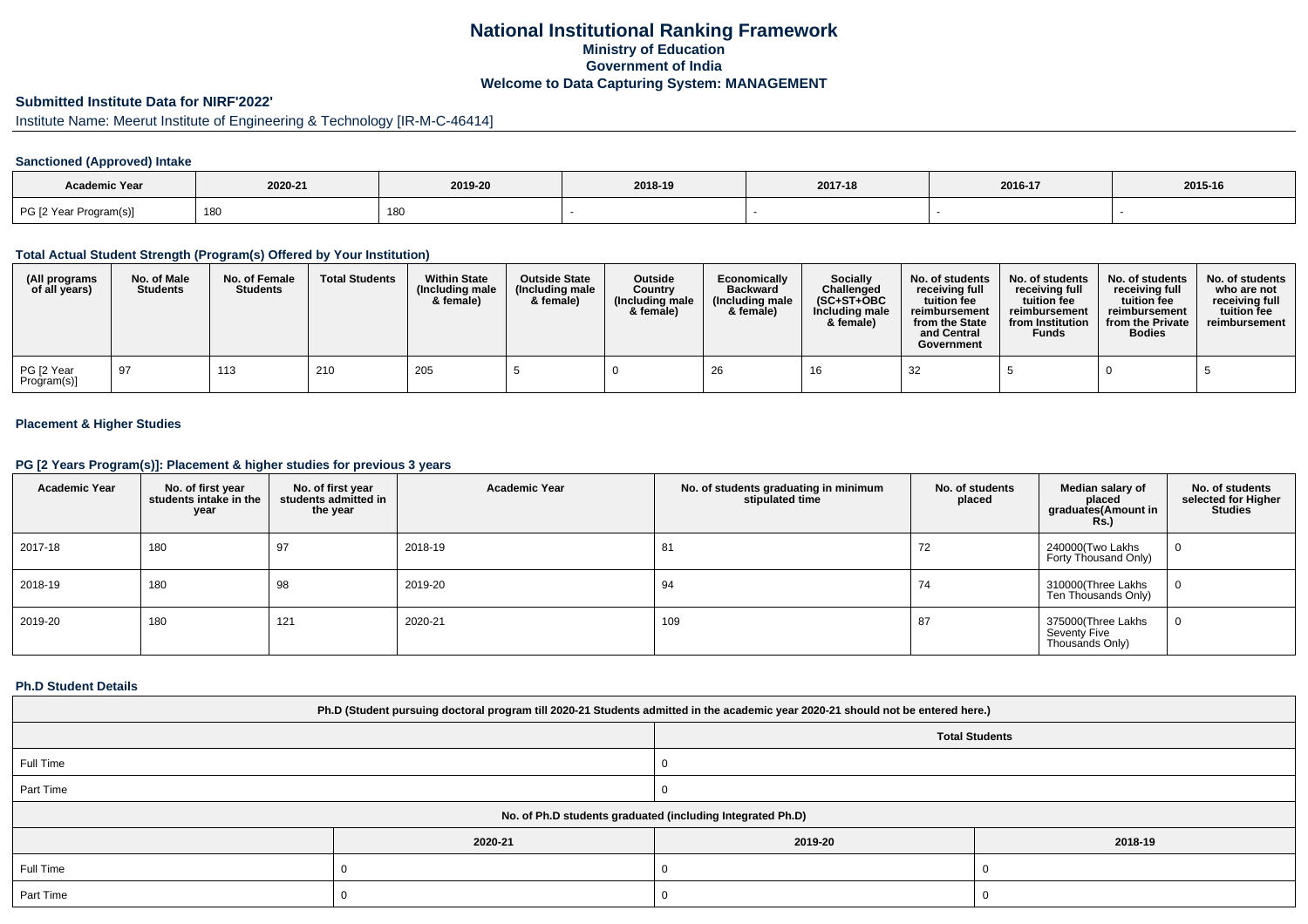# National Institutional Ranking Framework
## Ministry of Education
## Government of India
## Welcome to Data Capturing System: MANAGEMENT

### Submitted Institute Data for NIRF'2022'

Institute Name: Meerut Institute of Engineering & Technology [IR-M-C-46414]

#### Sanctioned (Approved) Intake

| Academic Year | 2020-21 | 2019-20 | 2018-19 | 2017-18 | 2016-17 | 2015-16 |
|---|---|---|---|---|---|---|
| PG [2 Year Program(s)] | 180 | 180 | - | - | - | - |

#### Total Actual Student Strength (Program(s) Offered by Your Institution)

| (All programs of all years) | No. of Male Students | No. of Female Students | Total Students | Within State (Including male & female) | Outside State (Including male & female) | Outside Country (Including male & female) | Economically Backward (Including male & female) | Socially Challenged (SC+ST+OBC Including male & female) | No. of students receiving full tuition fee reimbursement from the State and Central Government | No. of students receiving full tuition fee reimbursement from Institution Funds | No. of students receiving full tuition fee reimbursement from the Private Bodies | No. of students who are not receiving full tuition fee reimbursement |
|---|---|---|---|---|---|---|---|---|---|---|---|---|
| PG [2 Year Program(s)] | 97 | 113 | 210 | 205 | 5 | 0 | 26 | 16 | 32 | 5 | 0 | 5 |

#### Placement & Higher Studies

#### PG [2 Years Program(s)]: Placement & higher studies for previous 3 years

| Academic Year | No. of first year students intake in the year | No. of first year students admitted in the year | Academic Year | No. of students graduating in minimum stipulated time | No. of students placed | Median salary of placed graduates(Amount in Rs.) | No. of students selected for Higher Studies |
|---|---|---|---|---|---|---|---|
| 2017-18 | 180 | 97 | 2018-19 | 81 | 72 | 240000(Two Lakhs Forty Thousand Only) | 0 |
| 2018-19 | 180 | 98 | 2019-20 | 94 | 74 | 310000(Three Lakhs Ten Thousands Only) | 0 |
| 2019-20 | 180 | 121 | 2020-21 | 109 | 87 | 375000(Three Lakhs Seventy Five Thousands Only) | 0 |

#### Ph.D Student Details

| Ph.D (Student pursuing doctoral program till 2020-21 Students admitted in the academic year 2020-21 should not be entered here.) | |
|---|---|
| | Total Students |
| Full Time | 0 |
| Part Time | 0 |

| No. of Ph.D students graduated (including Integrated Ph.D) | | | |
|---|---|---|---|
| | 2020-21 | 2019-20 | 2018-19 |
| Full Time | 0 | 0 | 0 |
| Part Time | 0 | 0 | 0 |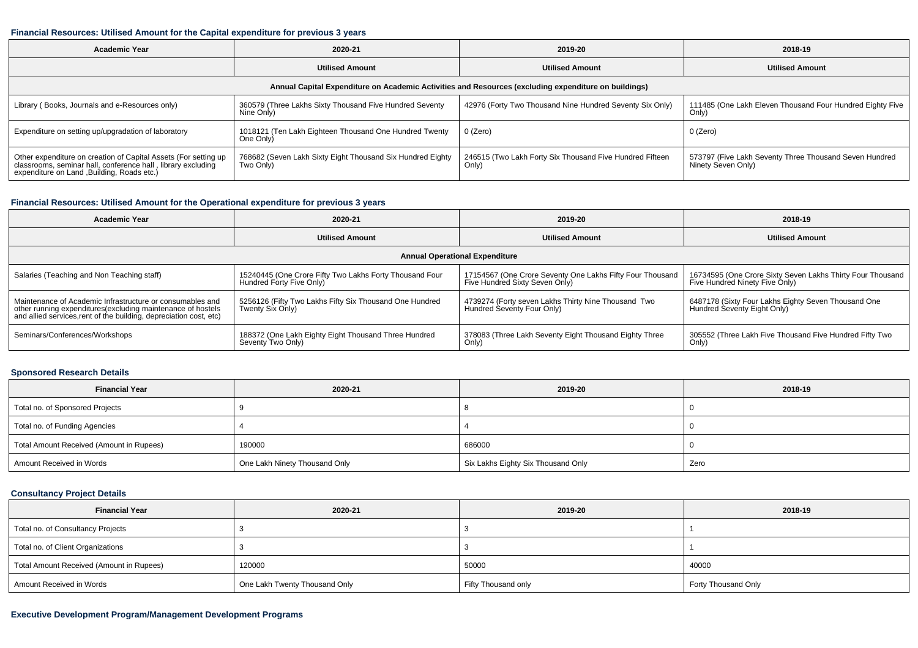### Financial Resources: Utilised Amount for the Capital expenditure for previous 3 years

| Academic Year | 2020-21 | 2019-20 | 2018-19 |
|---|---|---|---|
| | Utilised Amount | Utilised Amount | Utilised Amount |
| Annual Capital Expenditure on Academic Activities and Resources (excluding expenditure on buildings) | | | |
| Library ( Books, Journals and e-Resources only) | 360579 (Three Lakhs Sixty Thousand Five Hundred Seventy Nine Only) | 42976 (Forty Two Thousand Nine Hundred Seventy Six Only) | 111485 (One Lakh Eleven Thousand Four Hundred Eighty Five Only) |
| Expenditure on setting up/upgradation of laboratory | 1018121 (Ten Lakh Eighteen Thousand One Hundred Twenty One Only) | 0 (Zero) | 0 (Zero) |
| Other expenditure on creation of Capital Assets (For setting up classrooms, seminar hall, conference hall , library excluding expenditure on Land ,Building, Roads etc.) | 768682 (Seven Lakh Sixty Eight Thousand Six Hundred Eighty Two Only) | 246515 (Two Lakh Forty Six Thousand Five Hundred Fifteen Only) | 573797 (Five Lakh Seventy Three Thousand Seven Hundred Ninety Seven Only) |

### Financial Resources: Utilised Amount for the Operational expenditure for previous 3 years

| Academic Year | 2020-21 | 2019-20 | 2018-19 |
|---|---|---|---|
| | Utilised Amount | Utilised Amount | Utilised Amount |
| Annual Operational Expenditure | | | |
| Salaries (Teaching and Non Teaching staff) | 15240445 (One Crore Fifty Two Lakhs Forty Thousand Four Hundred Forty Five Only) | 17154567 (One Crore Seventy One Lakhs Fifty Four Thousand Five Hundred Sixty Seven Only) | 16734595 (One Crore Sixty Seven Lakhs Thirty Four Thousand Five Hundred Ninety Five Only) |
| Maintenance of Academic Infrastructure or consumables and other running expenditures(excluding maintenance of hostels and allied services,rent of the building, depreciation cost, etc) | 5256126 (Fifty Two Lakhs Fifty Six Thousand One Hundred Twenty Six Only) | 4739274 (Forty seven Lakhs Thirty Nine Thousand Two Hundred Seventy Four Only) | 6487178 (Sixty Four Lakhs Eighty Seven Thousand One Hundred Seventy Eight Only) |
| Seminars/Conferences/Workshops | 188372 (One Lakh Eighty Eight Thousand Three Hundred Seventy Two Only) | 378083 (Three Lakh Seventy Eight Thousand Eighty Three Only) | 305552 (Three Lakh Five Thousand Five Hundred Fifty Two Only) |

### Sponsored Research Details

| Financial Year | 2020-21 | 2019-20 | 2018-19 |
|---|---|---|---|
| Total no. of Sponsored Projects | 9 | 8 | 0 |
| Total no. of Funding Agencies | 4 | 4 | 0 |
| Total Amount Received (Amount in Rupees) | 190000 | 686000 | 0 |
| Amount Received in Words | One Lakh Ninety Thousand Only | Six Lakhs Eighty Six Thousand Only | Zero |

### Consultancy Project Details

| Financial Year | 2020-21 | 2019-20 | 2018-19 |
|---|---|---|---|
| Total no. of Consultancy Projects | 3 | 3 | 1 |
| Total no. of Client Organizations | 3 | 3 | 1 |
| Total Amount Received (Amount in Rupees) | 120000 | 50000 | 40000 |
| Amount Received in Words | One Lakh Twenty Thousand Only | Fifty Thousand only | Forty Thousand Only |

### Executive Development Program/Management Development Programs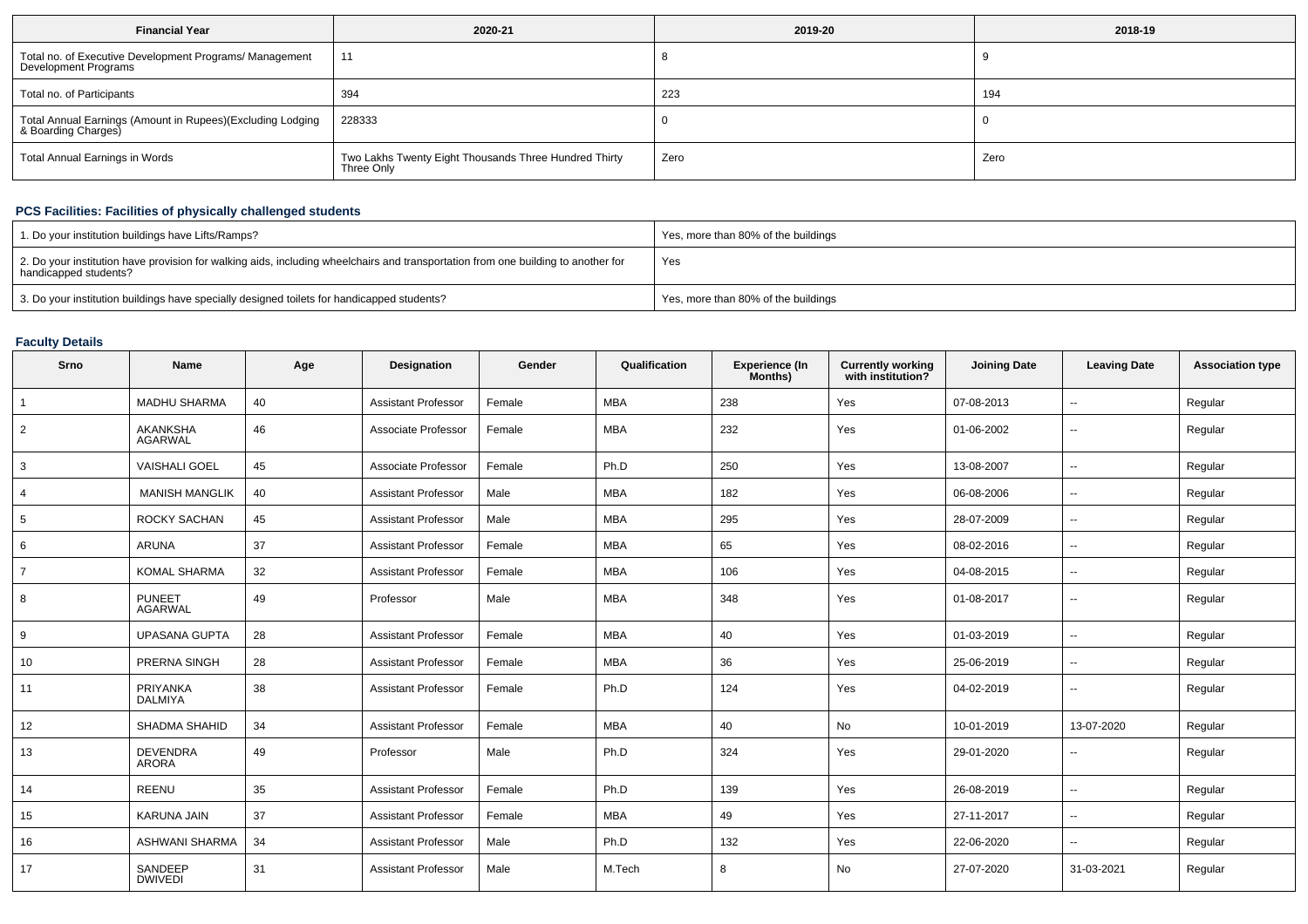| Financial Year | 2020-21 | 2019-20 | 2018-19 |
| --- | --- | --- | --- |
| Total no. of Executive Development Programs/ Management Development Programs | 11 | 8 | 9 |
| Total no. of Participants | 394 | 223 | 194 |
| Total Annual Earnings (Amount in Rupees)(Excluding Lodging & Boarding Charges) | 228333 | 0 | 0 |
| Total Annual Earnings in Words | Two Lakhs Twenty Eight Thousands Three Hundred Thirty Three Only | Zero | Zero |

## PCS Facilities: Facilities of physically challenged students

| | |
| --- | --- |
| 1. Do your institution buildings have Lifts/Ramps? | Yes, more than 80% of the buildings |
| 2. Do your institution have provision for walking aids, including wheelchairs and transportation from one building to another for handicapped students? | Yes |
| 3. Do your institution buildings have specially designed toilets for handicapped students? | Yes, more than 80% of the buildings |

## Faculty Details

| Srno | Name | Age | Designation | Gender | Qualification | Experience (In Months) | Currently working with institution? | Joining Date | Leaving Date | Association type |
| --- | --- | --- | --- | --- | --- | --- | --- | --- | --- | --- |
| 1 | MADHU SHARMA | 40 | Assistant Professor | Female | MBA | 238 | Yes | 07-08-2013 | -- | Regular |
| 2 | AKANKSHA AGARWAL | 46 | Associate Professor | Female | MBA | 232 | Yes | 01-06-2002 | -- | Regular |
| 3 | VAISHALI GOEL | 45 | Associate Professor | Female | Ph.D | 250 | Yes | 13-08-2007 | -- | Regular |
| 4 | MANISH MANGLIK | 40 | Assistant Professor | Male | MBA | 182 | Yes | 06-08-2006 | -- | Regular |
| 5 | ROCKY SACHAN | 45 | Assistant Professor | Male | MBA | 295 | Yes | 28-07-2009 | -- | Regular |
| 6 | ARUNA | 37 | Assistant Professor | Female | MBA | 65 | Yes | 08-02-2016 | -- | Regular |
| 7 | KOMAL SHARMA | 32 | Assistant Professor | Female | MBA | 106 | Yes | 04-08-2015 | -- | Regular |
| 8 | PUNEET AGARWAL | 49 | Professor | Male | MBA | 348 | Yes | 01-08-2017 | -- | Regular |
| 9 | UPASANA GUPTA | 28 | Assistant Professor | Female | MBA | 40 | Yes | 01-03-2019 | -- | Regular |
| 10 | PRERNA SINGH | 28 | Assistant Professor | Female | MBA | 36 | Yes | 25-06-2019 | -- | Regular |
| 11 | PRIYANKA DALMIYA | 38 | Assistant Professor | Female | Ph.D | 124 | Yes | 04-02-2019 | -- | Regular |
| 12 | SHADMA SHAHID | 34 | Assistant Professor | Female | MBA | 40 | No | 10-01-2019 | 13-07-2020 | Regular |
| 13 | DEVENDRA ARORA | 49 | Professor | Male | Ph.D | 324 | Yes | 29-01-2020 | -- | Regular |
| 14 | REENU | 35 | Assistant Professor | Female | Ph.D | 139 | Yes | 26-08-2019 | -- | Regular |
| 15 | KARUNA JAIN | 37 | Assistant Professor | Female | MBA | 49 | Yes | 27-11-2017 | -- | Regular |
| 16 | ASHWANI SHARMA | 34 | Assistant Professor | Male | Ph.D | 132 | Yes | 22-06-2020 | -- | Regular |
| 17 | SANDEEP DWIVEDI | 31 | Assistant Professor | Male | M.Tech | 8 | No | 27-07-2020 | 31-03-2021 | Regular |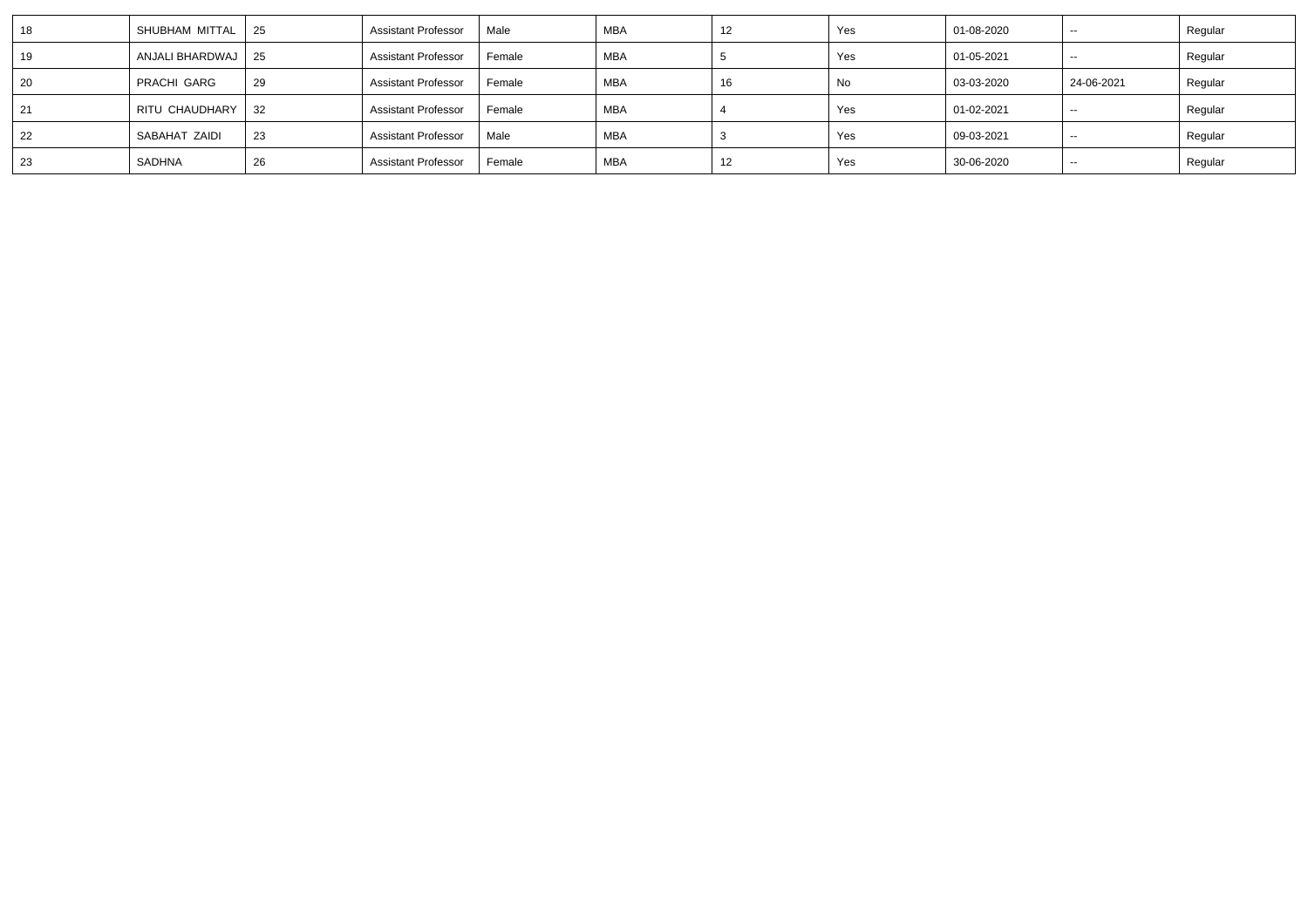| | | | | | | | | | | |
|---|---|---|---|---|---|---|---|---|---|---|
| 18 | SHUBHAM MITTAL | 25 | Assistant Professor | Male | MBA | 12 | Yes | 01-08-2020 | -- | Regular |
| 19 | ANJALI BHARDWAJ | 25 | Assistant Professor | Female | MBA | 5 | Yes | 01-05-2021 | -- | Regular |
| 20 | PRACHI GARG | 29 | Assistant Professor | Female | MBA | 16 | No | 03-03-2020 | 24-06-2021 | Regular |
| 21 | RITU CHAUDHARY | 32 | Assistant Professor | Female | MBA | 4 | Yes | 01-02-2021 | -- | Regular |
| 22 | SABAHAT ZAIDI | 23 | Assistant Professor | Male | MBA | 3 | Yes | 09-03-2021 | -- | Regular |
| 23 | SADHNA | 26 | Assistant Professor | Female | MBA | 12 | Yes | 30-06-2020 | -- | Regular |